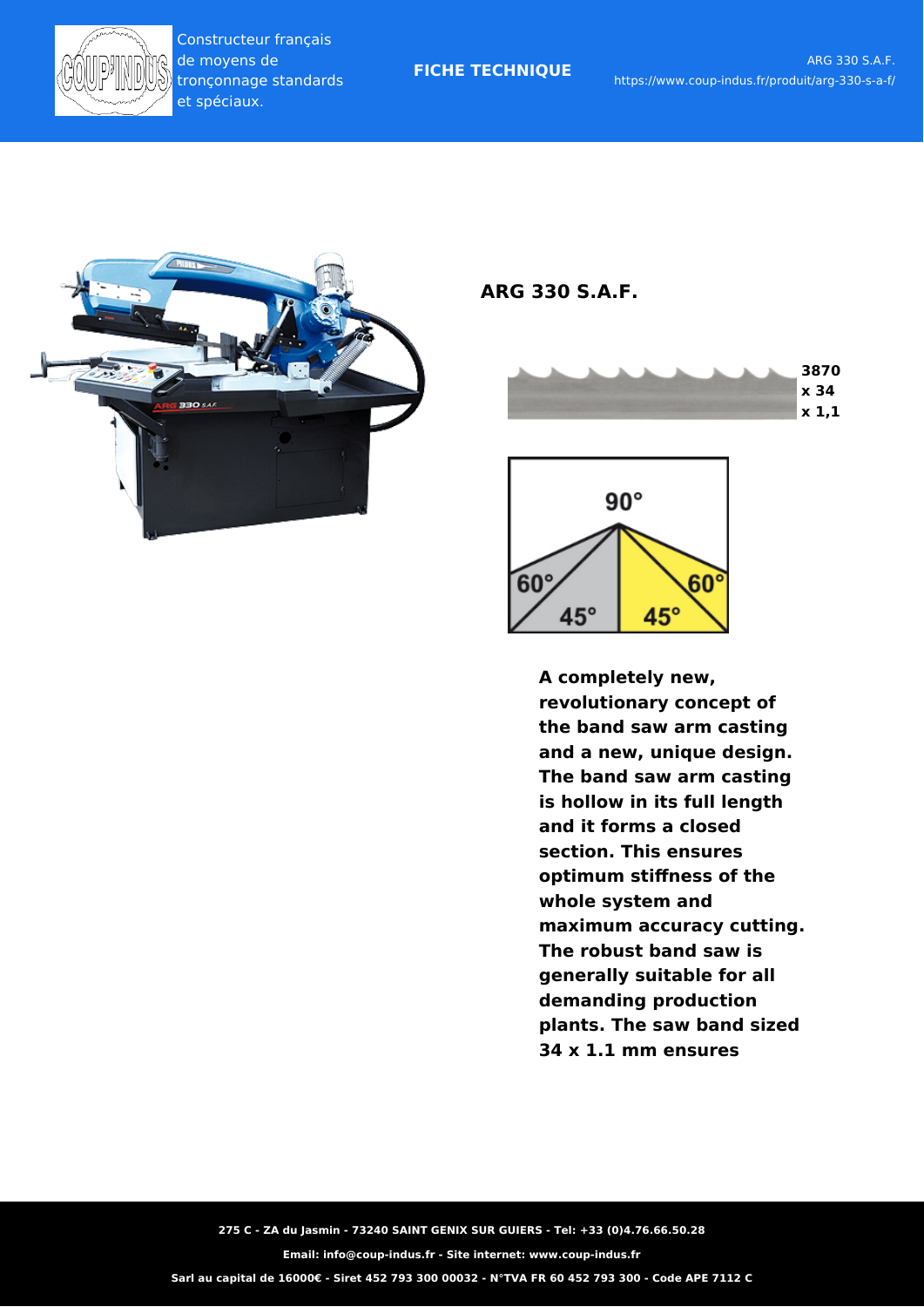Constructeur français de moyens de tronçonnage standards et spéciaux.

**FICHE TECHNIQUE**

ARG 330 S.A.F.
https://www.coup-indus.fr/produit/arg-330-s-a-f/

## ARG 330 S.A.F.

**3870 x 34 x 1,1**

90°
60° 45° 45° 60°

**A completely new, revolutionary concept of the band saw arm casting and a new, unique design. The band saw arm casting is hollow in its full length and it forms a closed section. This ensures optimum stiffness of the whole system and maximum accuracy cutting. The robust band saw is generally suitable for all demanding production plants. The saw band sized 34 x 1.1 mm ensures**

**275 C - ZA du Jasmin - 73240 SAINT GENIX SUR GUIERS - Tel: +33 (0)4.76.66.50.28**

**Email: info@coup-indus.fr - Site internet: www.coup-indus.fr**

**Sarl au capital de 16000€ - Siret 452 793 300 00032 - N°TVA FR 60 452 793 300 - Code APE 7112 C**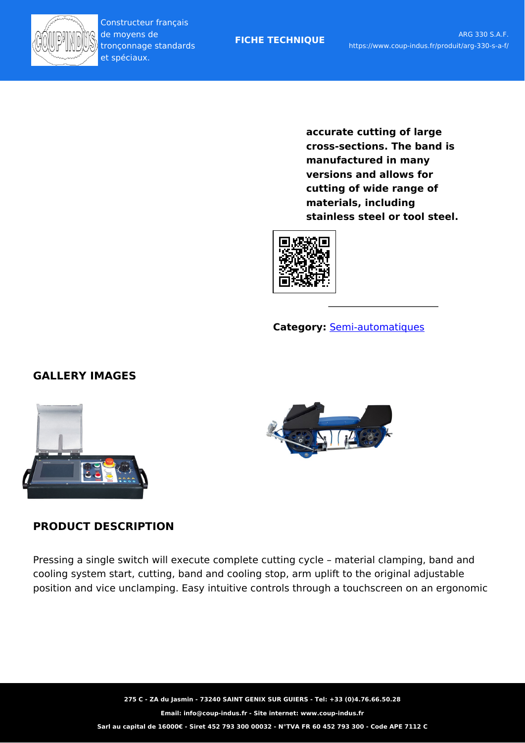**accurate cutting of large cross-sections. The band is manufactured in many versions and allows for cutting of wide range of materials, including stainless steel or tool steel.**

---

**Category:** Semi-automatiques

## GALLERY IMAGES

## PRODUCT DESCRIPTION

Pressing a single switch will execute complete cutting cycle – material clamping, band and cooling system start, cutting, band and cooling stop, arm uplift to the original adjustable position and vice unclamping. Easy intuitive controls through a touchscreen on an ergonomic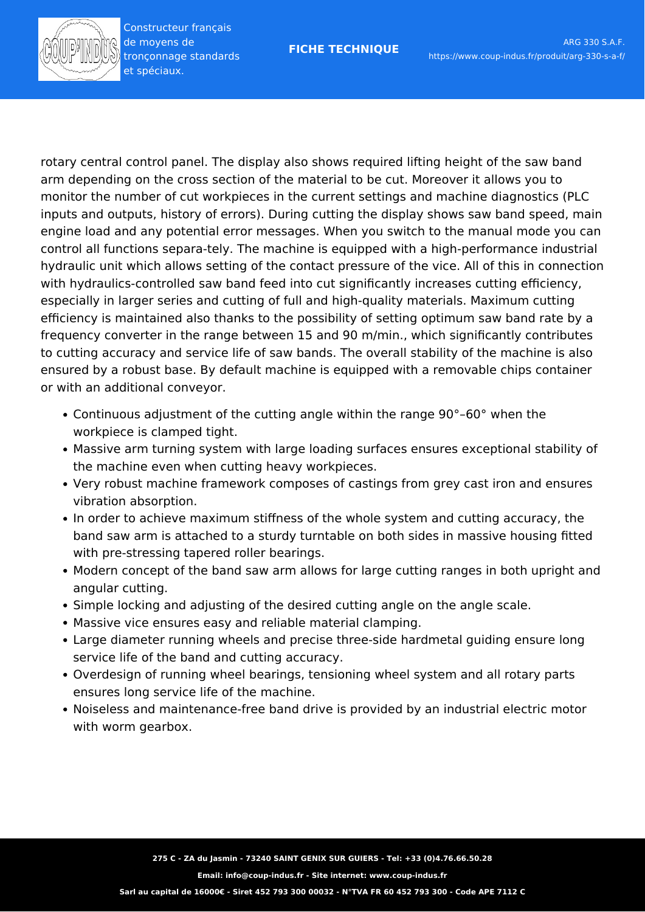rotary central control panel. The display also shows required lifting height of the saw band arm depending on the cross section of the material to be cut. Moreover it allows you to monitor the number of cut workpieces in the current settings and machine diagnostics (PLC inputs and outputs, history of errors). During cutting the display shows saw band speed, main engine load and any potential error messages. When you switch to the manual mode you can control all functions separa-tely. The machine is equipped with a high-performance industrial hydraulic unit which allows setting of the contact pressure of the vice. All of this in connection with hydraulics-controlled saw band feed into cut significantly increases cutting efficiency, especially in larger series and cutting of full and high-quality materials. Maximum cutting efficiency is maintained also thanks to the possibility of setting optimum saw band rate by a frequency converter in the range between 15 and 90 m/min., which significantly contributes to cutting accuracy and service life of saw bands. The overall stability of the machine is also ensured by a robust base. By default machine is equipped with a removable chips container or with an additional conveyor.

- Continuous adjustment of the cutting angle within the range 90°–60° when the workpiece is clamped tight.
- Massive arm turning system with large loading surfaces ensures exceptional stability of the machine even when cutting heavy workpieces.
- Very robust machine framework composes of castings from grey cast iron and ensures vibration absorption.
- In order to achieve maximum stiffness of the whole system and cutting accuracy, the band saw arm is attached to a sturdy turntable on both sides in massive housing fitted with pre-stressing tapered roller bearings.
- Modern concept of the band saw arm allows for large cutting ranges in both upright and angular cutting.
- Simple locking and adjusting of the desired cutting angle on the angle scale.
- Massive vice ensures easy and reliable material clamping.
- Large diameter running wheels and precise three-side hardmetal guiding ensure long service life of the band and cutting accuracy.
- Overdesign of running wheel bearings, tensioning wheel system and all rotary parts ensures long service life of the machine.
- Noiseless and maintenance-free band drive is provided by an industrial electric motor with worm gearbox.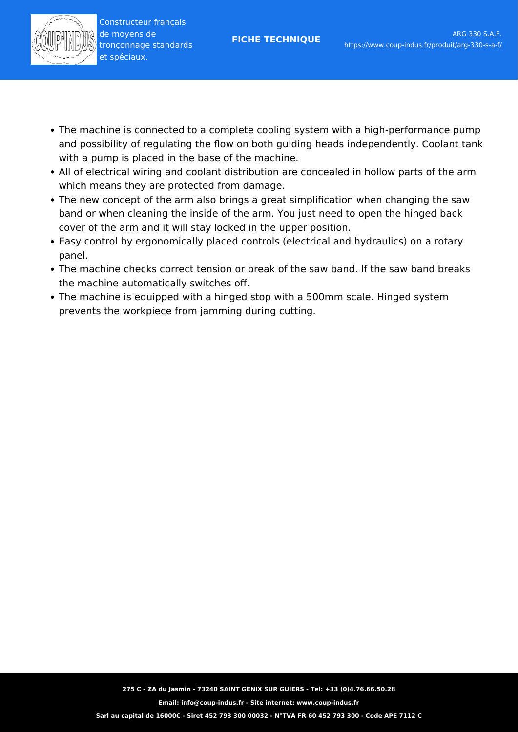- The machine is connected to a complete cooling system with a high-performance pump and possibility of regulating the flow on both guiding heads independently. Coolant tank with a pump is placed in the base of the machine.
- All of electrical wiring and coolant distribution are concealed in hollow parts of the arm which means they are protected from damage.
- The new concept of the arm also brings a great simplification when changing the saw band or when cleaning the inside of the arm. You just need to open the hinged back cover of the arm and it will stay locked in the upper position.
- Easy control by ergonomically placed controls (electrical and hydraulics) on a rotary panel.
- The machine checks correct tension or break of the saw band. If the saw band breaks the machine automatically switches off.
- The machine is equipped with a hinged stop with a 500mm scale. Hinged system prevents the workpiece from jamming during cutting.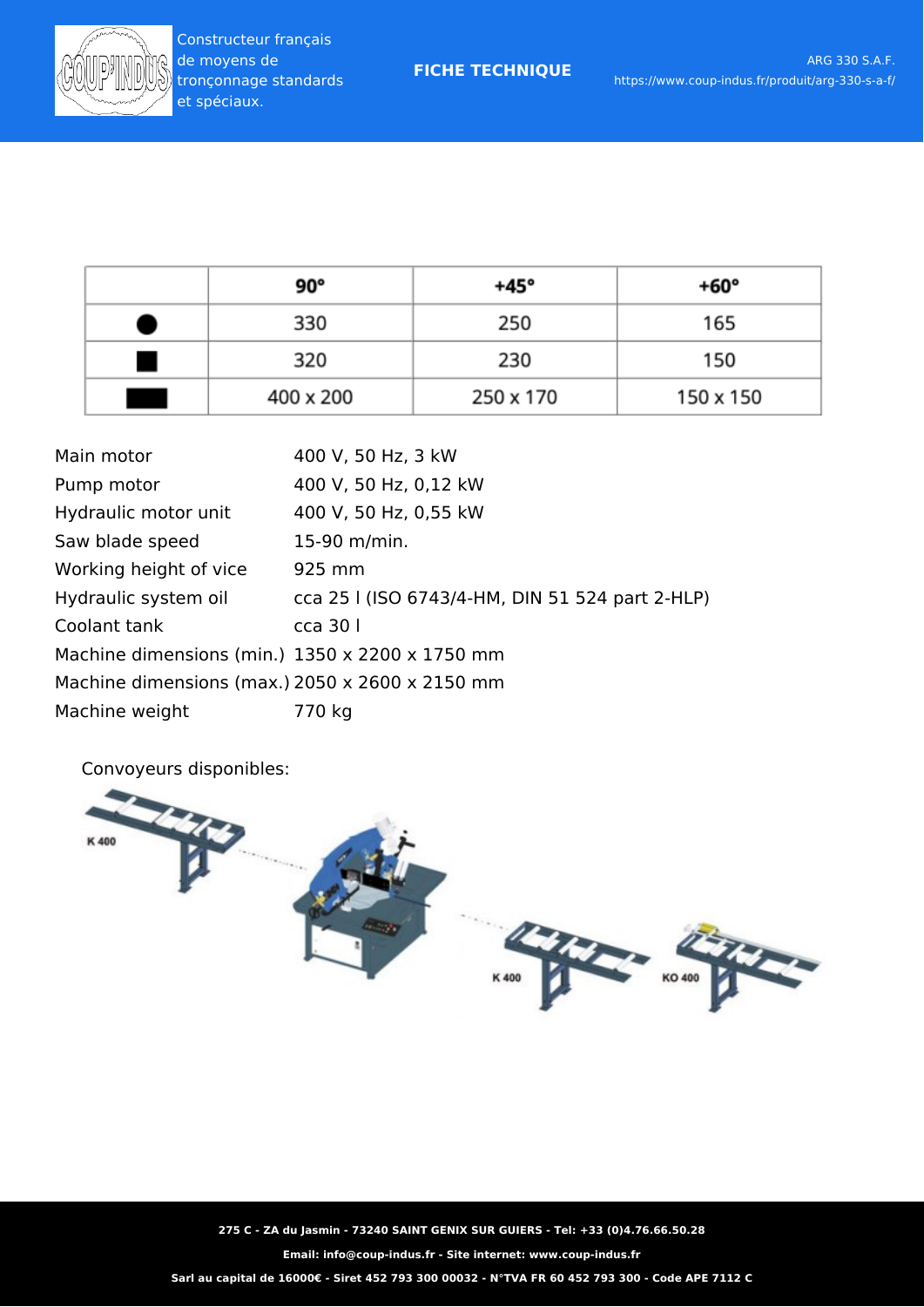| | 90° | +45° | +60° |
|---|---|---|---|
| ● | 330 | 250 | 165 |
| ■ | 320 | 230 | 150 |
| ▬ | 400 x 200 | 250 x 170 | 150 x 150 |

| | |
|---|---|
| Main motor | 400 V, 50 Hz, 3 kW |
| Pump motor | 400 V, 50 Hz, 0,12 kW |
| Hydraulic motor unit | 400 V, 50 Hz, 0,55 kW |
| Saw blade speed | 15-90 m/min. |
| Working height of vice | 925 mm |
| Hydraulic system oil | cca 25 l (ISO 6743/4-HM, DIN 51 524 part 2-HLP) |
| Coolant tank | cca 30 l |
| Machine dimensions (min.) | 1350 x 2200 x 1750 mm |
| Machine dimensions (max.) | 2050 x 2600 x 2150 mm |
| Machine weight | 770 kg |

Convoyeurs disponibles:

K 400

K 400

KO 400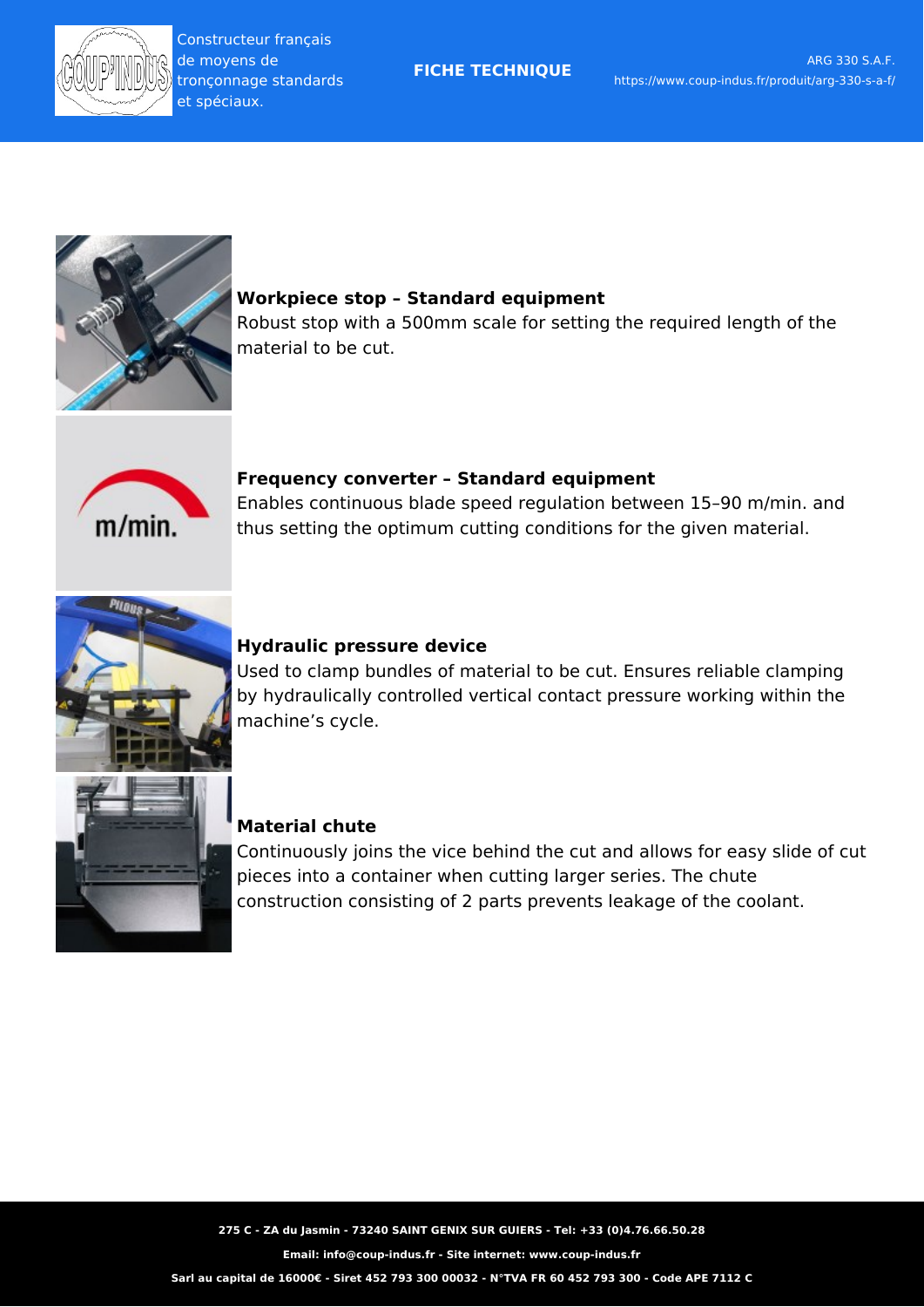**Workpiece stop – Standard equipment**
Robust stop with a 500mm scale for setting the required length of the material to be cut.

**Frequency converter – Standard equipment**
Enables continuous blade speed regulation between 15–90 m/min. and thus setting the optimum cutting conditions for the given material.

**Hydraulic pressure device**
Used to clamp bundles of material to be cut. Ensures reliable clamping by hydraulically controlled vertical contact pressure working within the machine's cycle.

**Material chute**
Continuously joins the vice behind the cut and allows for easy slide of cut pieces into a container when cutting larger series. The chute construction consisting of 2 parts prevents leakage of the coolant.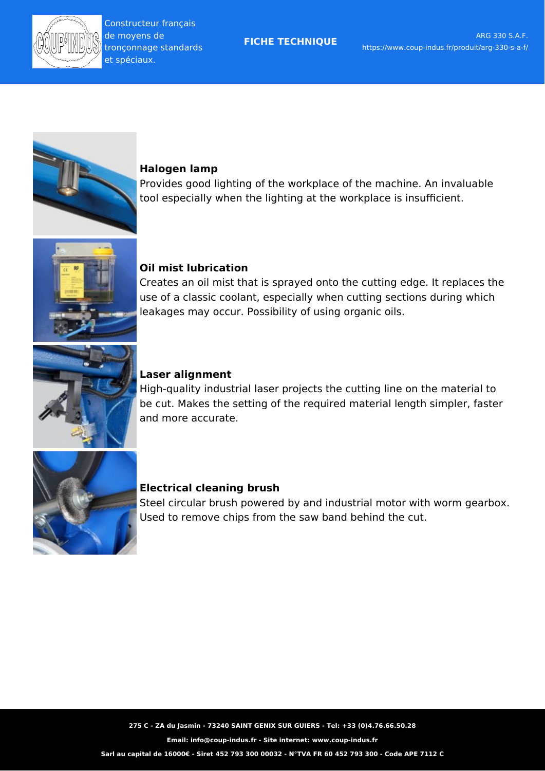**Halogen lamp**
Provides good lighting of the workplace of the machine. An invaluable tool especially when the lighting at the workplace is insufficient.

**Oil mist lubrication**
Creates an oil mist that is sprayed onto the cutting edge. It replaces the use of a classic coolant, especially when cutting sections during which leakages may occur. Possibility of using organic oils.

**Laser alignment**
High-quality industrial laser projects the cutting line on the material to be cut. Makes the setting of the required material length simpler, faster and more accurate.

**Electrical cleaning brush**
Steel circular brush powered by and industrial motor with worm gearbox. Used to remove chips from the saw band behind the cut.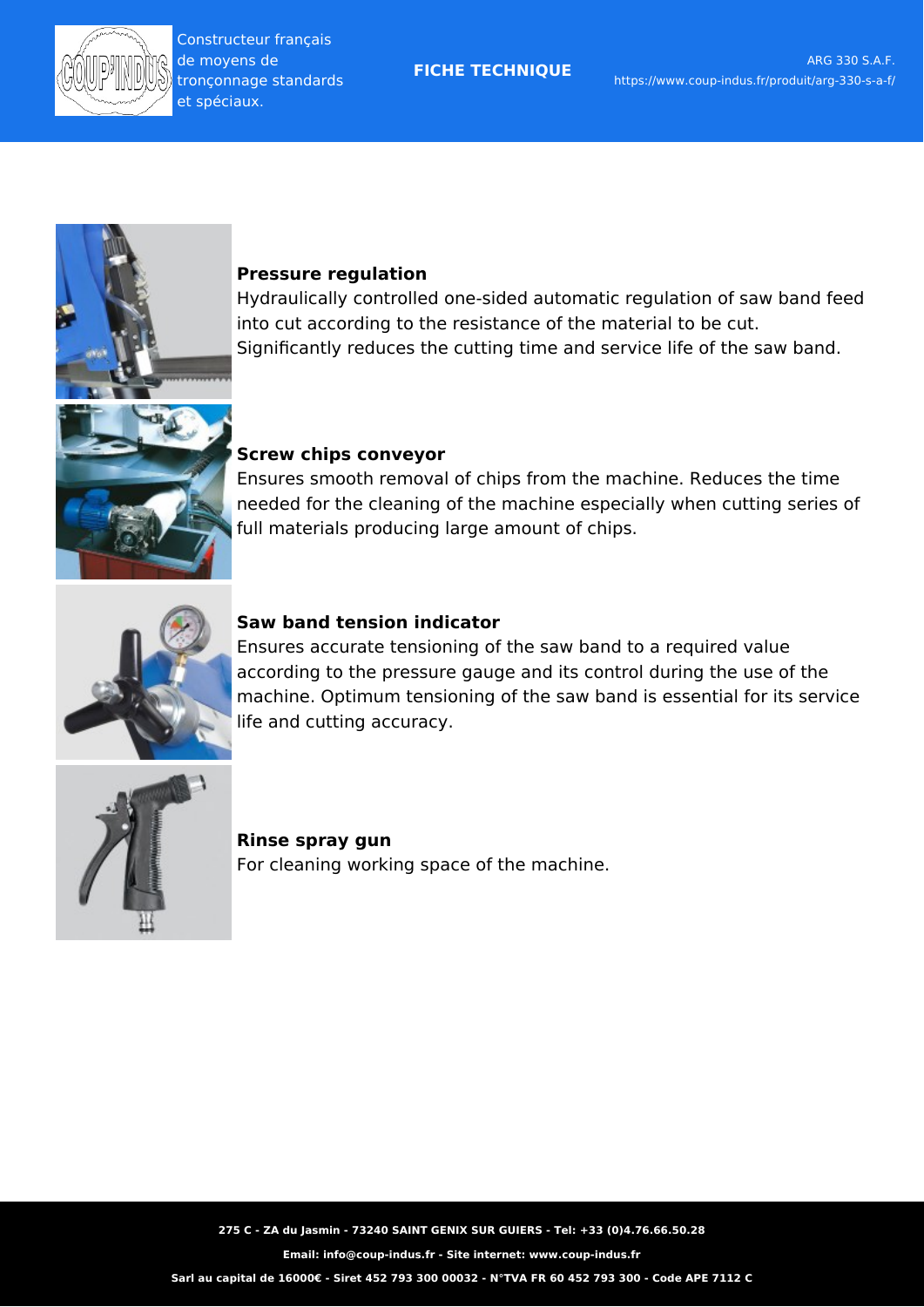**Pressure regulation**
Hydraulically controlled one-sided automatic regulation of saw band feed into cut according to the resistance of the material to be cut. Significantly reduces the cutting time and service life of the saw band.

**Screw chips conveyor**
Ensures smooth removal of chips from the machine. Reduces the time needed for the cleaning of the machine especially when cutting series of full materials producing large amount of chips.

**Saw band tension indicator**
Ensures accurate tensioning of the saw band to a required value according to the pressure gauge and its control during the use of the machine. Optimum tensioning of the saw band is essential for its service life and cutting accuracy.

**Rinse spray gun**
For cleaning working space of the machine.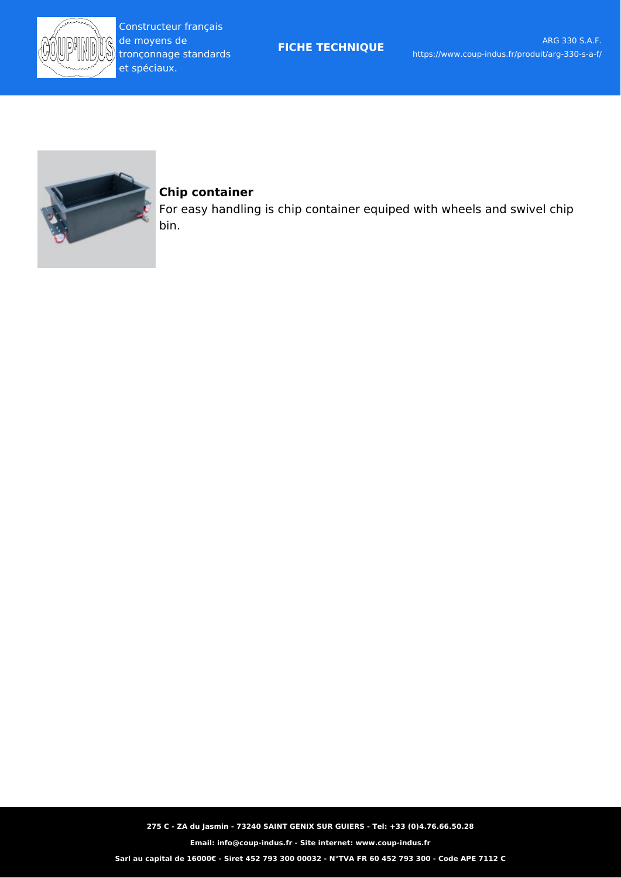**Chip container**

For easy handling is chip container equiped with wheels and swivel chip bin.